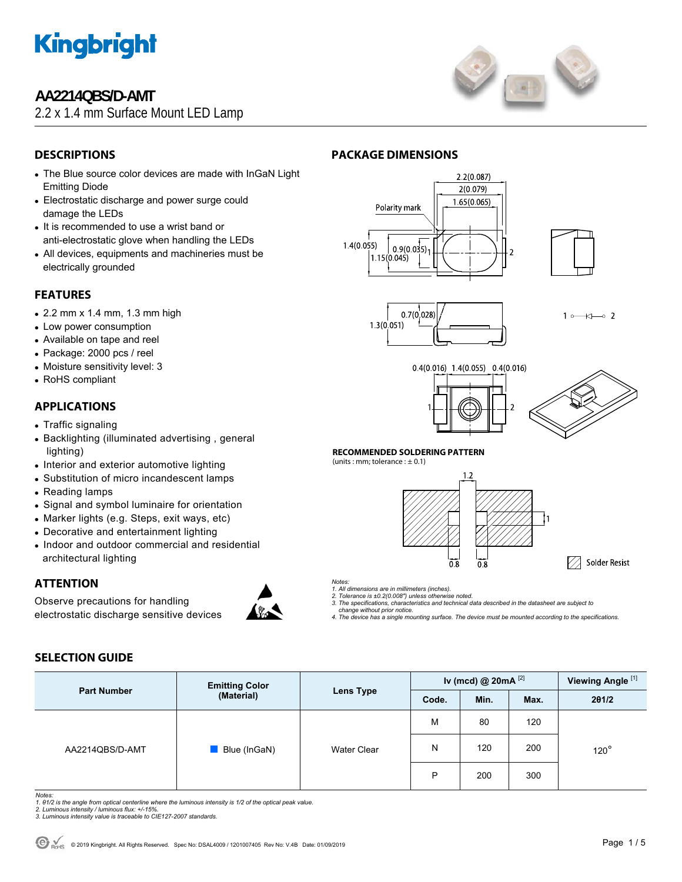# AA2214QBS/D-AMT

2.2 x 1.4 mm Surface Mount LED Lamp

## DESCRIPTIONS

- The Blue source color devices are made with InGaN Light Emitting Diode
- Electrostatic discharge and power surge could damage the LEDs
- It is recommended to use a wrist band or anti-electrostatic glove when handling the LEDs
- All devices, equipments and machineries must be electrically grounded

## FEATURES

- 2.2 mm x 1.4 mm, 1.3 mm high
- Low power consumption
- Available on tape and reel
- Package: 2000 pcs / reel
- Moisture sensitivity level: 3
- RoHS compliant

## APPLICATIONS

- Traffic signaling
- Backlighting (illuminated advertising , general lighting)
- Interior and exterior automotive lighting
- Substitution of micro incandescent lamps
- Reading lamps
- Signal and symbol luminaire for orientation
- Marker lights (e.g. Steps, exit ways, etc)
- Decorative and entertainment lighting
- Indoor and outdoor commercial and residential architectural lighting

## ATTENTION

Observe precautions for handling electrostatic discharge sensitive devices

## PACKAGE DIMENSIONS

Polarity mark

2.2(0.087)
2(0.079)
1.65(0.065)
1.4(0.055)
0.9(0.035)
1.15(0.045)
0.7(0.028)
1.3(0.051)
0.4(0.016) 1.4(0.055) 0.4(0.016)

### RECOMMENDED SOLDERING PATTERN

(units : mm; tolerance : ± 0.1)

1.2
1
0.8 0.8

Solder Resist

*Notes:*
*1. All dimensions are in millimeters (inches).*
*2. Tolerance is ±0.2(0.008") unless otherwise noted.*
*3. The specifications, characteristics and technical data described in the datasheet are subject to change without prior notice.*
*4. The device has a single mounting surface. The device must be mounted according to the specifications.*

## SELECTION GUIDE

| Part Number | Emitting Color (Material) | Lens Type | Iv (mcd) @ 20mA [2] | | | Viewing Angle [1] |
|---|---|---|---|---|---|---|
| | | | Code. | Min. | Max. | 2θ1/2 |
| AA2214QBS/D-AMT | Blue (InGaN) | Water Clear | M | 80 | 120 | 120° |
| | | | N | 120 | 200 | |
| | | | P | 200 | 300 | |

*Notes:*
*1. θ1/2 is the angle from optical centerline where the luminous intensity is 1/2 of the optical peak value.*
*2. Luminous intensity / luminous flux: +/-15%.*
*3. Luminous intensity value is traceable to CIE127-2007 standards.*

© 2019 Kingbright. All Rights Reserved. Spec No: DSAL4009 / 1201007405 Rev No: V.4B Date: 01/09/2019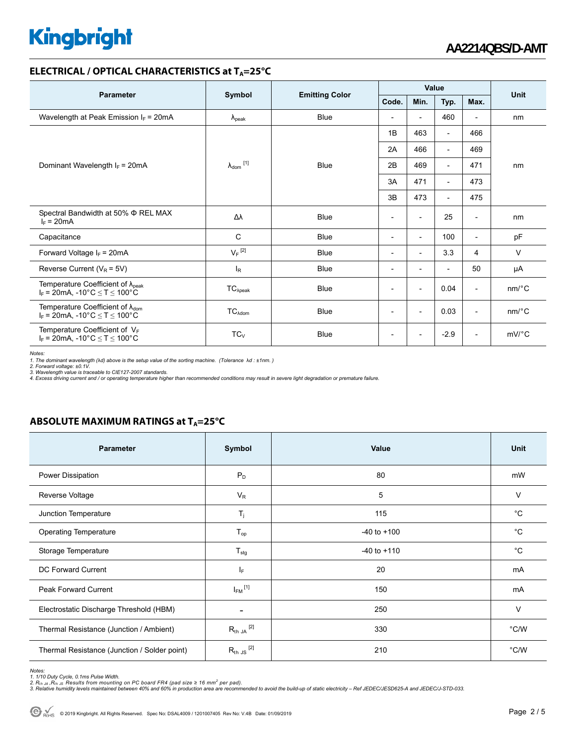## ELECTRICAL / OPTICAL CHARACTERISTICS at $T_A$=25°C

| Parameter | Symbol | Emitting Color | Value | | | | Unit |
|---|---|---|---|---|---|---|---|
| | | | Code. | Min. | Typ. | Max. | |
| Wavelength at Peak Emission $I_F$ = 20mA | $\lambda_{peak}$ | Blue | - | - | 460 | - | nm |
| Dominant Wavelength $I_F$ = 20mA | $\lambda_{dom}$ [1] | Blue | 1B | 463 | - | 466 | nm |
| | | | 2A | 466 | - | 469 | |
| | | | 2B | 469 | - | 471 | |
| | | | 3A | 471 | - | 473 | |
| | | | 3B | 473 | - | 475 | |
| Spectral Bandwidth at 50% Φ REL MAX $I_F$ = 20mA | Δλ | Blue | - | - | 25 | - | nm |
| Capacitance | C | Blue | - | - | 100 | - | pF |
| Forward Voltage $I_F$ = 20mA | $V_F$ [2] | Blue | - | - | 3.3 | 4 | V |
| Reverse Current ($V_R$ = 5V) | $I_R$ | Blue | - | - | - | 50 | μA |
| Temperature Coefficient of $\lambda_{peak}$ $I_F$ = 20mA, -10°C ≤ T ≤ 100°C | $TC_{\lambda peak}$ | Blue | - | - | 0.04 | - | nm/°C |
| Temperature Coefficient of $\lambda_{dom}$ $I_F$ = 20mA, -10°C ≤ T ≤ 100°C | $TC_{\lambda dom}$ | Blue | - | - | 0.03 | - | nm/°C |
| Temperature Coefficient of $V_F$ $I_F$ = 20mA, -10°C ≤ T ≤ 100°C | $TC_V$ | Blue | - | - | -2.9 | - | mV/°C |

*Notes:*
*1. The dominant wavelength (λd) above is the setup value of the sorting machine. (Tolerance λd : ±1nm. )*
*2. Forward voltage: ±0.1V.*
*3. Wavelength value is traceable to CIE127-2007 standards.*
*4. Excess driving current and / or operating temperature higher than recommended conditions may result in severe light degradation or premature failure.*

## ABSOLUTE MAXIMUM RATINGS at $T_A$=25°C

| Parameter | Symbol | Value | Unit |
|---|---|---|---|
| Power Dissipation | $P_D$ | 80 | mW |
| Reverse Voltage | $V_R$ | 5 | V |
| Junction Temperature | $T_j$ | 115 | °C |
| Operating Temperature | $T_{op}$ | -40 to +100 | °C |
| Storage Temperature | $T_{stg}$ | -40 to +110 | °C |
| DC Forward Current | $I_F$ | 20 | mA |
| Peak Forward Current | $I_{FM}$ [1] | 150 | mA |
| Electrostatic Discharge Threshold (HBM) | - | 250 | V |
| Thermal Resistance (Junction / Ambient) | $R_{th\ JA}$ [2] | 330 | °C/W |
| Thermal Resistance (Junction / Solder point) | $R_{th\ JS}$ [2] | 210 | °C/W |

*Notes:*
*1. 1/10 Duty Cycle, 0.1ms Pulse Width.*
*2. $R_{th\ JA}$ ,$R_{th\ JS}$ Results from mounting on PC board FR4 (pad size ≥ 16 $mm^2$ per pad).*
*3. Relative humidity levels maintained between 40% and 60% in production area are recommended to avoid the build-up of static electricity – Ref JEDEC/JESD625-A and JEDEC/J-STD-033.*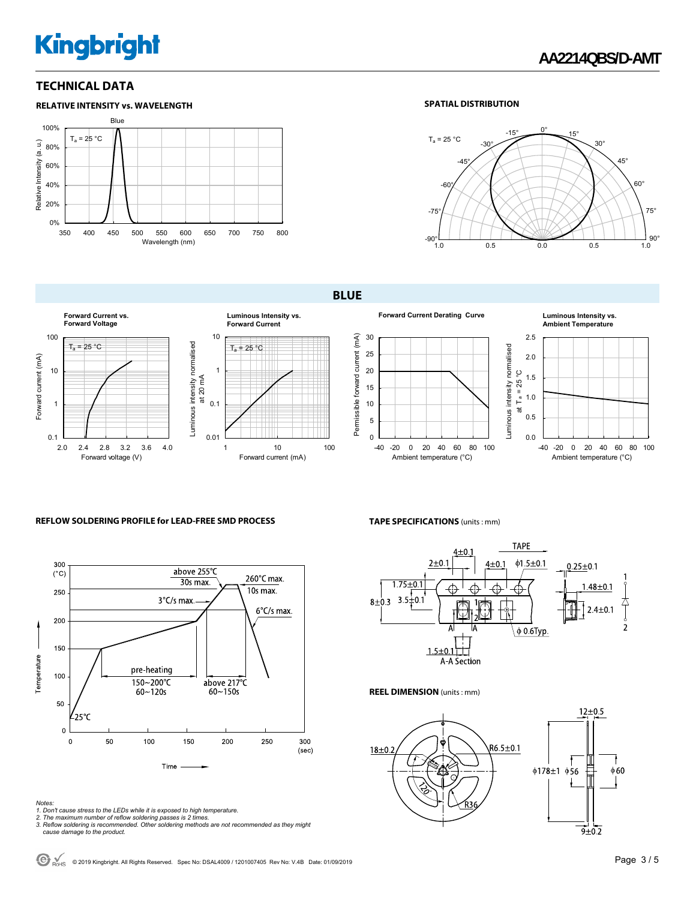## TECHNICAL DATA

### RELATIVE INTENSITY vs. WAVELENGTH

### SPATIAL DISTRIBUTION

## BLUE

**Forward Current vs. Forward Voltage**

**Luminous Intensity vs. Forward Current**

**Forward Current Derating Curve**

**Luminous Intensity vs. Ambient Temperature**

### REFLOW SOLDERING PROFILE for LEAD-FREE SMD PROCESS

### TAPE SPECIFICATIONS (units : mm)

### REEL DIMENSION (units : mm)

*Notes:*

*1. Don't cause stress to the LEDs while it is exposed to high temperature.*

*2. The maximum number of reflow soldering passes is 2 times.*

*3. Reflow soldering is recommended. Other soldering methods are not recommended as they might cause damage to the product.*

© 2019 Kingbright. All Rights Reserved. Spec No: DSAL4009 / 1201007405 Rev No: V.4B Date: 01/09/2019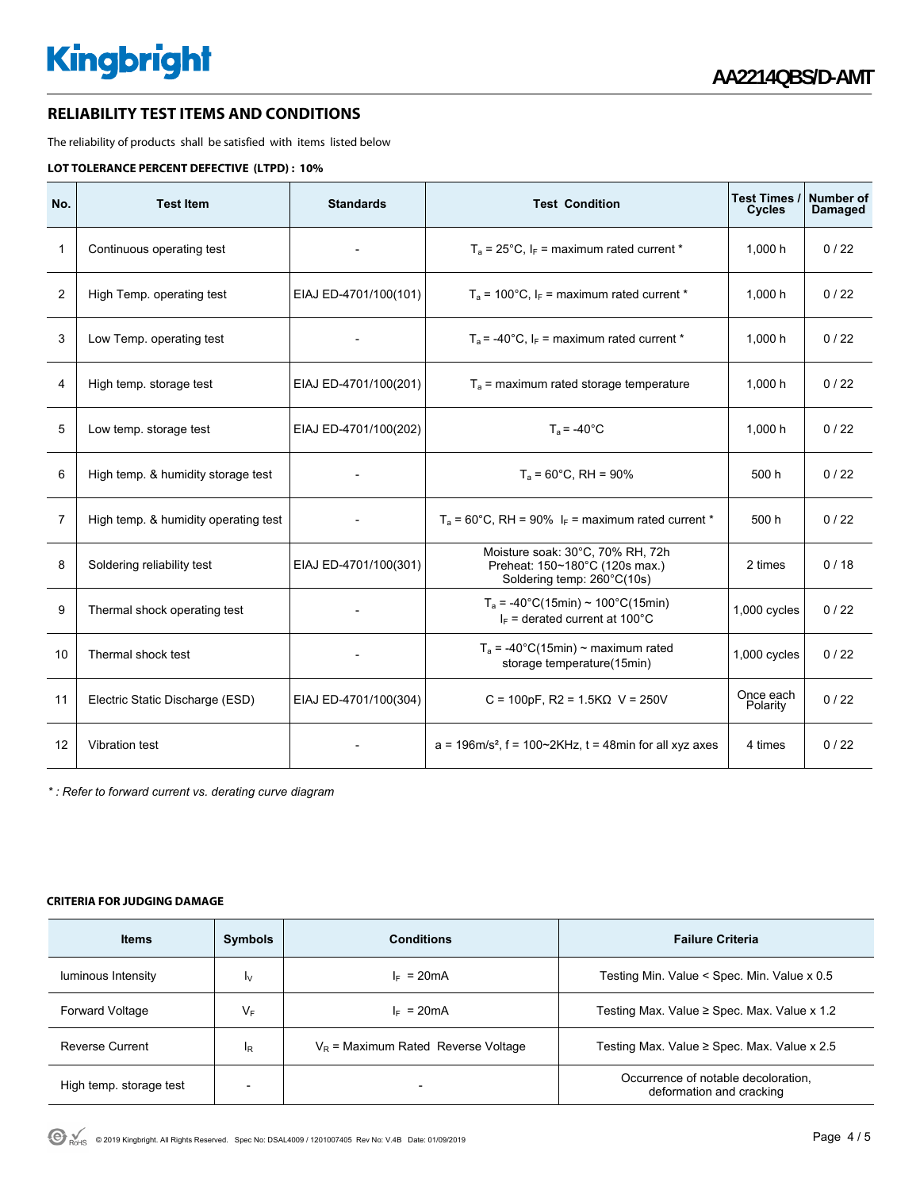## RELIABILITY TEST ITEMS AND CONDITIONS

The reliability of products shall be satisfied with items listed below

**LOT TOLERANCE PERCENT DEFECTIVE (LTPD) : 10%**

| No. | Test Item | Standards | Test Condition | Test Times / Cycles | Number of Damaged |
|---|---|---|---|---|---|
| 1 | Continuous operating test | - | $T_a$ = 25°C, $I_F$ = maximum rated current * | 1,000 h | 0 / 22 |
| 2 | High Temp. operating test | EIAJ ED-4701/100(101) | $T_a$ = 100°C, $I_F$ = maximum rated current * | 1,000 h | 0 / 22 |
| 3 | Low Temp. operating test | - | $T_a$ = -40°C, $I_F$ = maximum rated current * | 1,000 h | 0 / 22 |
| 4 | High temp. storage test | EIAJ ED-4701/100(201) | $T_a$ = maximum rated storage temperature | 1,000 h | 0 / 22 |
| 5 | Low temp. storage test | EIAJ ED-4701/100(202) | $T_a$ = -40°C | 1,000 h | 0 / 22 |
| 6 | High temp. & humidity storage test | - | $T_a$ = 60°C, RH = 90% | 500 h | 0 / 22 |
| 7 | High temp. & humidity operating test | - | $T_a$ = 60°C, RH = 90% $I_F$ = maximum rated current * | 500 h | 0 / 22 |
| 8 | Soldering reliability test | EIAJ ED-4701/100(301) | Moisture soak: 30°C, 70% RH, 72h<br>Preheat: 150~180°C (120s max.)<br>Soldering temp: 260°C(10s) | 2 times | 0 / 18 |
| 9 | Thermal shock operating test | - | $T_a$ = -40°C(15min) ~ 100°C(15min)<br>$I_F$ = derated current at 100°C | 1,000 cycles | 0 / 22 |
| 10 | Thermal shock test | - | $T_a$ = -40°C(15min) ~ maximum rated storage temperature(15min) | 1,000 cycles | 0 / 22 |
| 11 | Electric Static Discharge (ESD) | EIAJ ED-4701/100(304) | C = 100pF, R2 = 1.5KΩ V = 250V | Once each Polarity | 0 / 22 |
| 12 | Vibration test | - | a = 196m/s², f = 100~2KHz, t = 48min for all xyz axes | 4 times | 0 / 22 |

*\* : Refer to forward current vs. derating curve diagram*

**CRITERIA FOR JUDGING DAMAGE**

| Items | Symbols | Conditions | Failure Criteria |
|---|---|---|---|
| luminous Intensity | $I_V$ | $I_F$ = 20mA | Testing Min. Value < Spec. Min. Value x 0.5 |
| Forward Voltage | $V_F$ | $I_F$ = 20mA | Testing Max. Value ≥ Spec. Max. Value x 1.2 |
| Reverse Current | $I_R$ | $V_R$ = Maximum Rated Reverse Voltage | Testing Max. Value ≥ Spec. Max. Value x 2.5 |
| High temp. storage test | - | - | Occurrence of notable decoloration, deformation and cracking |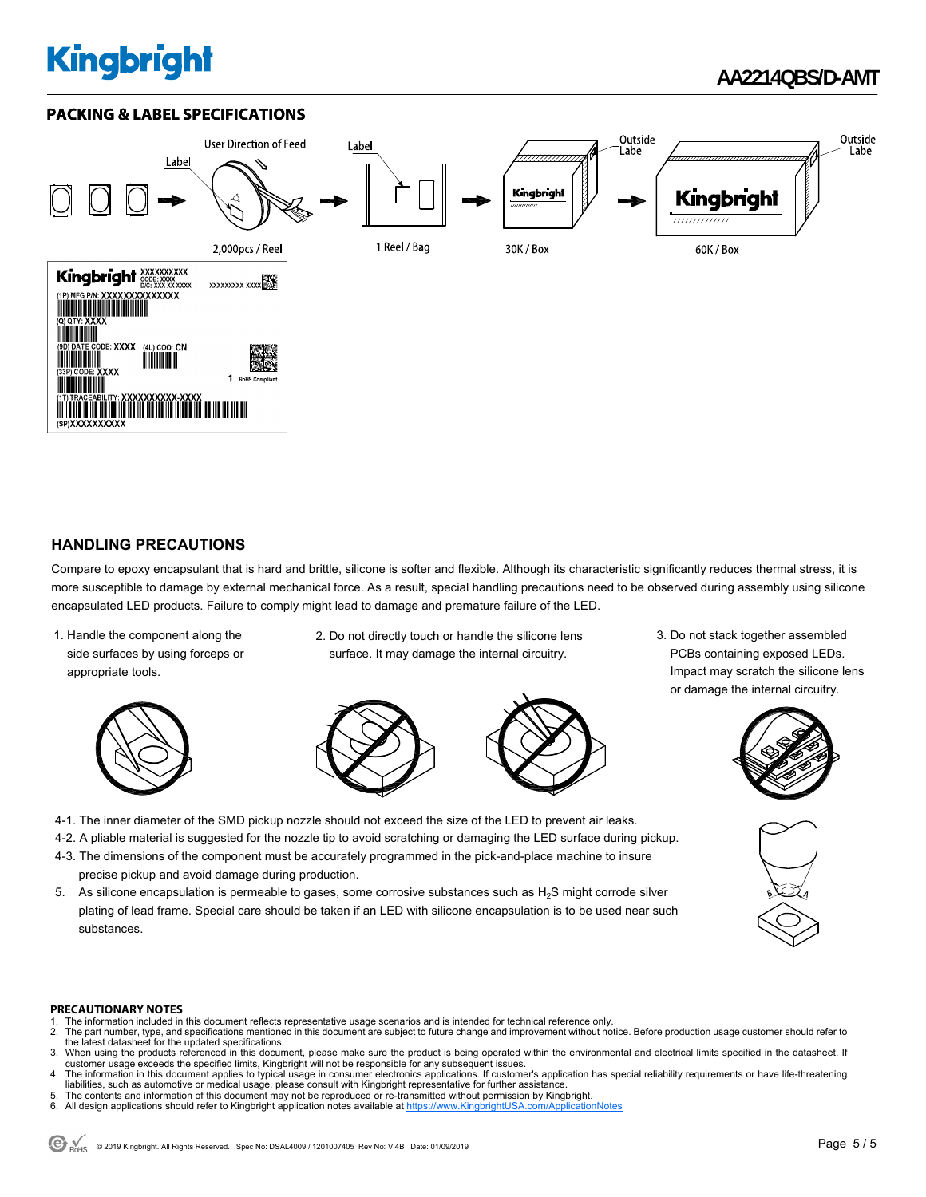## PACKING & LABEL SPECIFICATIONS

Label

User Direction of Feed

2,000pcs / Reel

Label

1 Reel / Bag

Outside Label

30K / Box

Outside Label

60K / Box

## HANDLING PRECAUTIONS

Compare to epoxy encapsulant that is hard and brittle, silicone is softer and flexible. Although its characteristic significantly reduces thermal stress, it is more susceptible to damage by external mechanical force. As a result, special handling precautions need to be observed during assembly using silicone encapsulated LED products. Failure to comply might lead to damage and premature failure of the LED.

1. Handle the component along the side surfaces by using forceps or appropriate tools.
2. Do not directly touch or handle the silicone lens surface. It may damage the internal circuitry.
3. Do not stack together assembled PCBs containing exposed LEDs. Impact may scratch the silicone lens or damage the internal circuitry.

4-1. The inner diameter of the SMD pickup nozzle should not exceed the size of the LED to prevent air leaks.
4-2. A pliable material is suggested for the nozzle tip to avoid scratching or damaging the LED surface during pickup.
4-3. The dimensions of the component must be accurately programmed in the pick-and-place machine to insure precise pickup and avoid damage during production.
5. As silicone encapsulation is permeable to gases, some corrosive substances such as $H_2S$ might corrode silver plating of lead frame. Special care should be taken if an LED with silicone encapsulation is to be used near such substances.

### PRECAUTIONARY NOTES

1. The information included in this document reflects representative usage scenarios and is intended for technical reference only.
2. The part number, type, and specifications mentioned in this document are subject to future change and improvement without notice. Before production usage customer should refer to the latest datasheet for the updated specifications.
3. When using the products referenced in this document, please make sure the product is being operated within the environmental and electrical limits specified in the datasheet. If customer usage exceeds the specified limits, Kingbright will not be responsible for any subsequent issues.
4. The information in this document applies to typical usage in consumer electronics applications. If customer's application has special reliability requirements or have life-threatening liabilities, such as automotive or medical usage, please consult with Kingbright representative for further assistance.
5. The contents and information of this document may not be reproduced or re-transmitted without permission by Kingbright.
6. All design applications should refer to Kingbright application notes available at https://www.KingbrightUSA.com/ApplicationNotes

© 2019 Kingbright. All Rights Reserved. Spec No: DSAL4009 / 1201007405 Rev No: V.4B Date: 01/09/2019